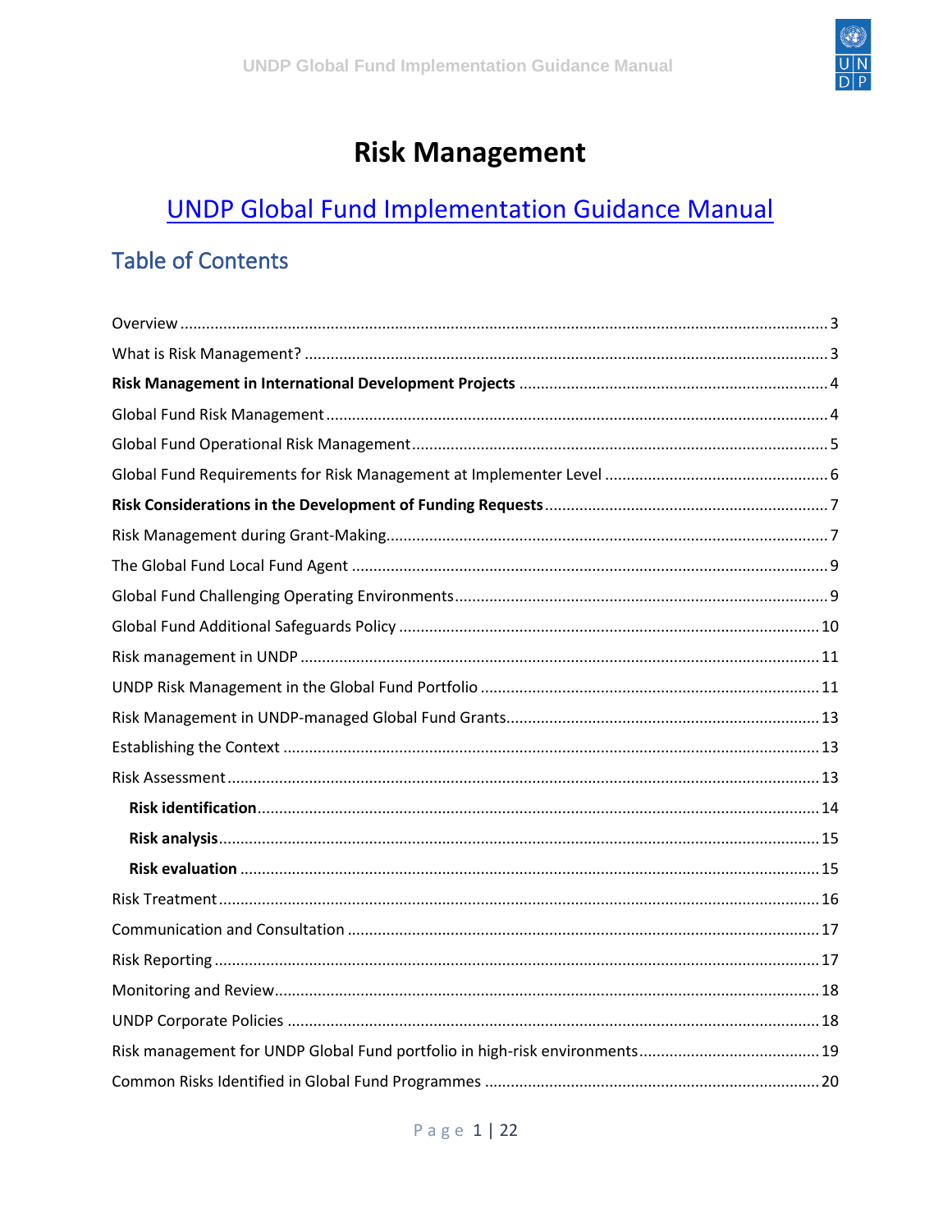# Risk Management

## UNDP Global Fund Implementation Guidance Manual

## Table of Contents

Overview .......... 3
What is Risk Management? .......... 3
**Risk Management in International Development Projects** .......... 4
Global Fund Risk Management .......... 4
Global Fund Operational Risk Management .......... 5
Global Fund Requirements for Risk Management at Implementer Level .......... 6
**Risk Considerations in the Development of Funding Requests** .......... 7
Risk Management during Grant-Making .......... 7
The Global Fund Local Fund Agent .......... 9
Global Fund Challenging Operating Environments .......... 9
Global Fund Additional Safeguards Policy .......... 10
Risk management in UNDP .......... 11
UNDP Risk Management in the Global Fund Portfolio .......... 11
Risk Management in UNDP-managed Global Fund Grants .......... 13
Establishing the Context .......... 13
Risk Assessment .......... 13
- **Risk identification** .......... 14
- **Risk analysis** .......... 15
- **Risk evaluation** .......... 15

Risk Treatment .......... 16
Communication and Consultation .......... 17
Risk Reporting .......... 17
Monitoring and Review .......... 18
UNDP Corporate Policies .......... 18
Risk management for UNDP Global Fund portfolio in high-risk environments .......... 19
Common Risks Identified in Global Fund Programmes .......... 20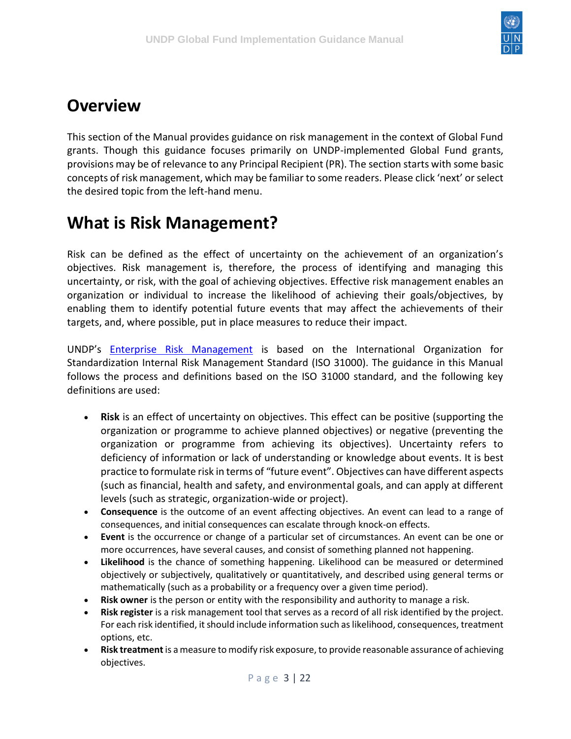# Overview

This section of the Manual provides guidance on risk management in the context of Global Fund grants. Though this guidance focuses primarily on UNDP-implemented Global Fund grants, provisions may be of relevance to any Principal Recipient (PR). The section starts with some basic concepts of risk management, which may be familiar to some readers. Please click 'next' or select the desired topic from the left-hand menu.

# What is Risk Management?

Risk can be defined as the effect of uncertainty on the achievement of an organization's objectives. Risk management is, therefore, the process of identifying and managing this uncertainty, or risk, with the goal of achieving objectives. Effective risk management enables an organization or individual to increase the likelihood of achieving their goals/objectives, by enabling them to identify potential future events that may affect the achievements of their targets, and, where possible, put in place measures to reduce their impact.

UNDP's [Enterprise Risk Management]() is based on the International Organization for Standardization Internal Risk Management Standard (ISO 31000). The guidance in this Manual follows the process and definitions based on the ISO 31000 standard, and the following key definitions are used:

- **Risk** is an effect of uncertainty on objectives. This effect can be positive (supporting the organization or programme to achieve planned objectives) or negative (preventing the organization or programme from achieving its objectives). Uncertainty refers to deficiency of information or lack of understanding or knowledge about events. It is best practice to formulate risk in terms of "future event". Objectives can have different aspects (such as financial, health and safety, and environmental goals, and can apply at different levels (such as strategic, organization-wide or project).
- **Consequence** is the outcome of an event affecting objectives. An event can lead to a range of consequences, and initial consequences can escalate through knock-on effects.
- **Event** is the occurrence or change of a particular set of circumstances. An event can be one or more occurrences, have several causes, and consist of something planned not happening.
- **Likelihood** is the chance of something happening. Likelihood can be measured or determined objectively or subjectively, qualitatively or quantitatively, and described using general terms or mathematically (such as a probability or a frequency over a given time period).
- **Risk owner** is the person or entity with the responsibility and authority to manage a risk.
- **Risk register** is a risk management tool that serves as a record of all risk identified by the project. For each risk identified, it should include information such as likelihood, consequences, treatment options, etc.
- **Risk treatment** is a measure to modify risk exposure, to provide reasonable assurance of achieving objectives.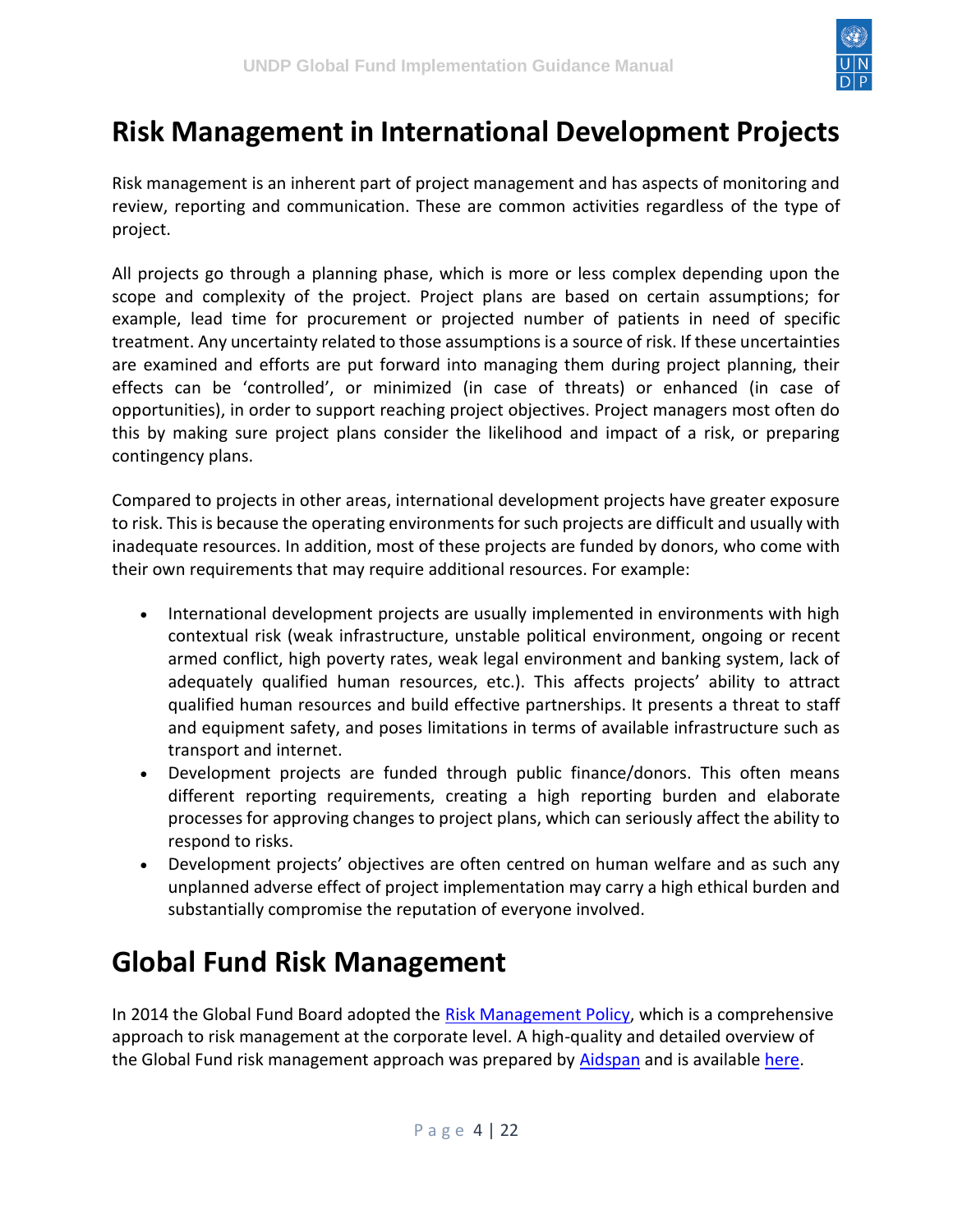# Risk Management in International Development Projects

Risk management is an inherent part of project management and has aspects of monitoring and review, reporting and communication. These are common activities regardless of the type of project.

All projects go through a planning phase, which is more or less complex depending upon the scope and complexity of the project. Project plans are based on certain assumptions; for example, lead time for procurement or projected number of patients in need of specific treatment. Any uncertainty related to those assumptions is a source of risk. If these uncertainties are examined and efforts are put forward into managing them during project planning, their effects can be 'controlled', or minimized (in case of threats) or enhanced (in case of opportunities), in order to support reaching project objectives. Project managers most often do this by making sure project plans consider the likelihood and impact of a risk, or preparing contingency plans.

Compared to projects in other areas, international development projects have greater exposure to risk. This is because the operating environments for such projects are difficult and usually with inadequate resources. In addition, most of these projects are funded by donors, who come with their own requirements that may require additional resources. For example:

- International development projects are usually implemented in environments with high contextual risk (weak infrastructure, unstable political environment, ongoing or recent armed conflict, high poverty rates, weak legal environment and banking system, lack of adequately qualified human resources, etc.). This affects projects' ability to attract qualified human resources and build effective partnerships. It presents a threat to staff and equipment safety, and poses limitations in terms of available infrastructure such as transport and internet.
- Development projects are funded through public finance/donors. This often means different reporting requirements, creating a high reporting burden and elaborate processes for approving changes to project plans, which can seriously affect the ability to respond to risks.
- Development projects' objectives are often centred on human welfare and as such any unplanned adverse effect of project implementation may carry a high ethical burden and substantially compromise the reputation of everyone involved.

# Global Fund Risk Management

In 2014 the Global Fund Board adopted the Risk Management Policy, which is a comprehensive approach to risk management at the corporate level. A high-quality and detailed overview of the Global Fund risk management approach was prepared by Aidspan and is available here.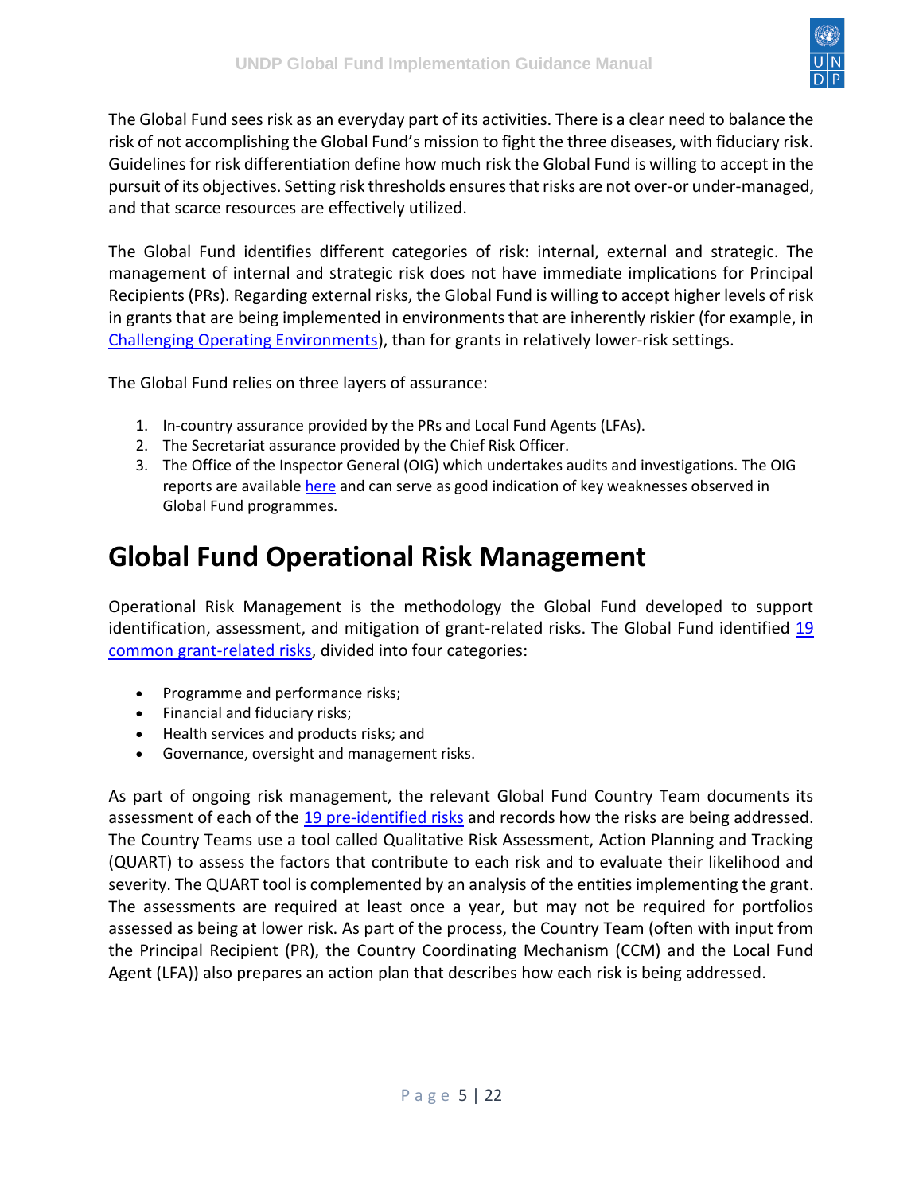The Global Fund sees risk as an everyday part of its activities. There is a clear need to balance the risk of not accomplishing the Global Fund's mission to fight the three diseases, with fiduciary risk. Guidelines for risk differentiation define how much risk the Global Fund is willing to accept in the pursuit of its objectives. Setting risk thresholds ensures that risks are not over-or under-managed, and that scarce resources are effectively utilized.

The Global Fund identifies different categories of risk: internal, external and strategic. The management of internal and strategic risk does not have immediate implications for Principal Recipients (PRs). Regarding external risks, the Global Fund is willing to accept higher levels of risk in grants that are being implemented in environments that are inherently riskier (for example, in Challenging Operating Environments), than for grants in relatively lower-risk settings.

The Global Fund relies on three layers of assurance:

1. In-country assurance provided by the PRs and Local Fund Agents (LFAs).
2. The Secretariat assurance provided by the Chief Risk Officer.
3. The Office of the Inspector General (OIG) which undertakes audits and investigations. The OIG reports are available here and can serve as good indication of key weaknesses observed in Global Fund programmes.

# Global Fund Operational Risk Management

Operational Risk Management is the methodology the Global Fund developed to support identification, assessment, and mitigation of grant-related risks. The Global Fund identified 19 common grant-related risks, divided into four categories:

- Programme and performance risks;
- Financial and fiduciary risks;
- Health services and products risks; and
- Governance, oversight and management risks.

As part of ongoing risk management, the relevant Global Fund Country Team documents its assessment of each of the 19 pre-identified risks and records how the risks are being addressed. The Country Teams use a tool called Qualitative Risk Assessment, Action Planning and Tracking (QUART) to assess the factors that contribute to each risk and to evaluate their likelihood and severity. The QUART tool is complemented by an analysis of the entities implementing the grant. The assessments are required at least once a year, but may not be required for portfolios assessed as being at lower risk. As part of the process, the Country Team (often with input from the Principal Recipient (PR), the Country Coordinating Mechanism (CCM) and the Local Fund Agent (LFA)) also prepares an action plan that describes how each risk is being addressed.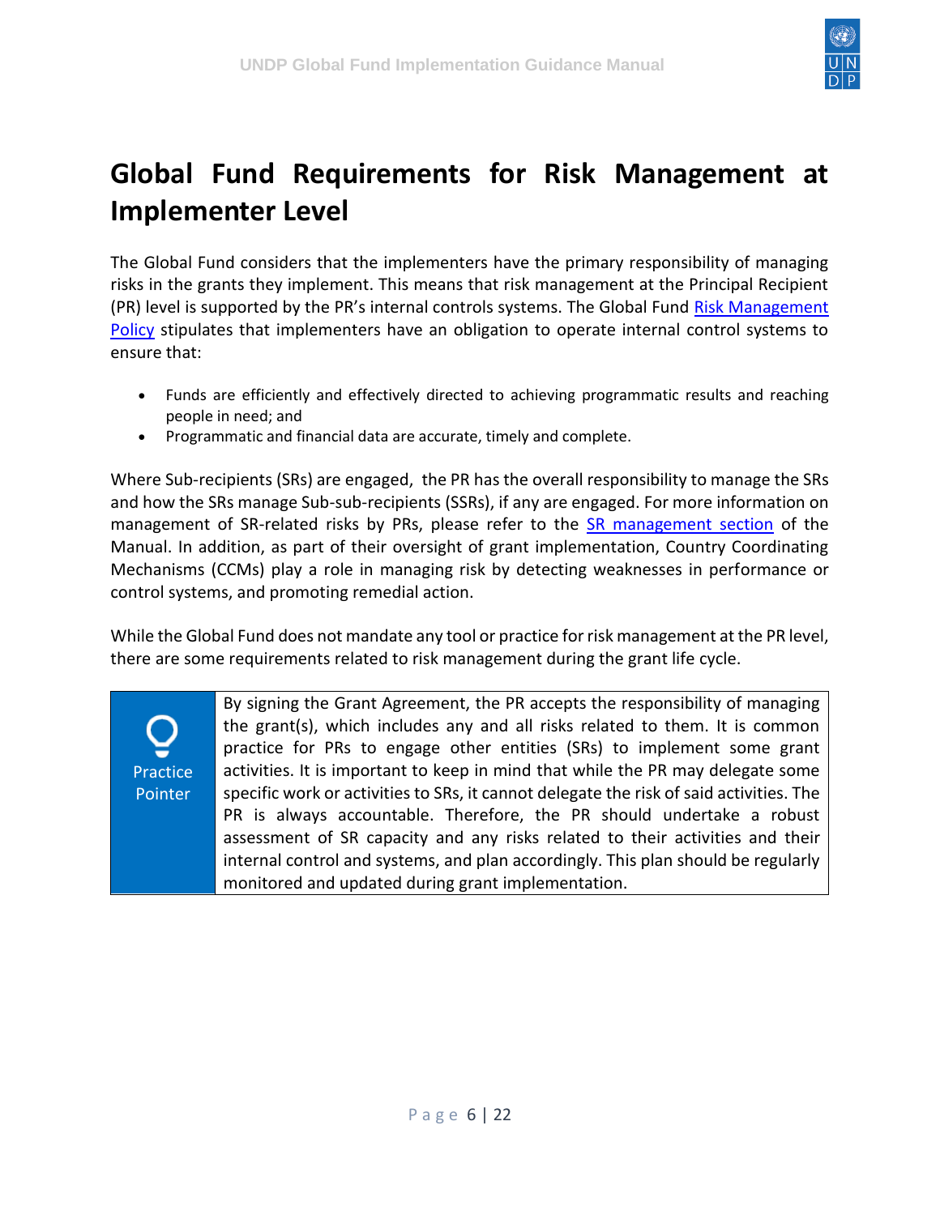# Global Fund Requirements for Risk Management at Implementer Level

The Global Fund considers that the implementers have the primary responsibility of managing risks in the grants they implement. This means that risk management at the Principal Recipient (PR) level is supported by the PR's internal controls systems. The Global Fund Risk Management Policy stipulates that implementers have an obligation to operate internal control systems to ensure that:

- Funds are efficiently and effectively directed to achieving programmatic results and reaching people in need; and
- Programmatic and financial data are accurate, timely and complete.

Where Sub-recipients (SRs) are engaged, the PR has the overall responsibility to manage the SRs and how the SRs manage Sub-sub-recipients (SSRs), if any are engaged. For more information on management of SR-related risks by PRs, please refer to the SR management section of the Manual. In addition, as part of their oversight of grant implementation, Country Coordinating Mechanisms (CCMs) play a role in managing risk by detecting weaknesses in performance or control systems, and promoting remedial action.

While the Global Fund does not mandate any tool or practice for risk management at the PR level, there are some requirements related to risk management during the grant life cycle.

| Practice Pointer | By signing the Grant Agreement, the PR accepts the responsibility of managing the grant(s), which includes any and all risks related to them. It is common practice for PRs to engage other entities (SRs) to implement some grant activities. It is important to keep in mind that while the PR may delegate some specific work or activities to SRs, it cannot delegate the risk of said activities. The PR is always accountable. Therefore, the PR should undertake a robust assessment of SR capacity and any risks related to their activities and their internal control and systems, and plan accordingly. This plan should be regularly monitored and updated during grant implementation. |
|---|---|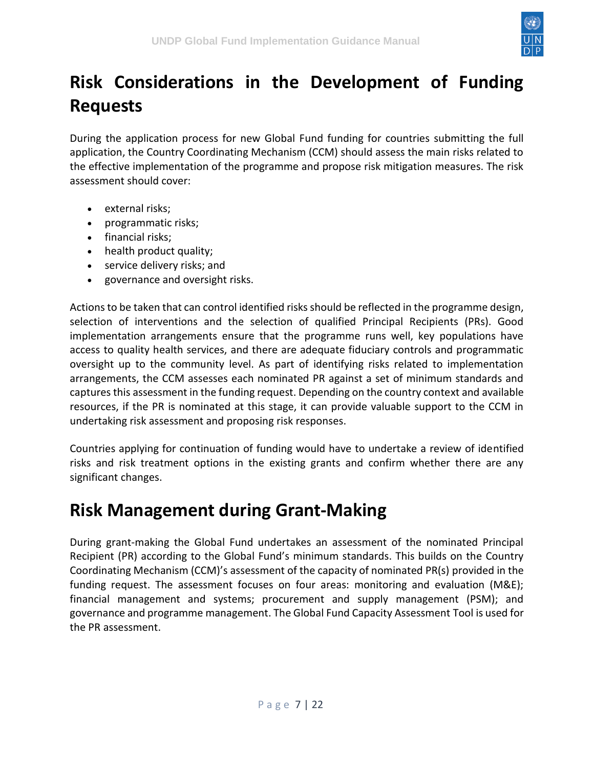# Risk Considerations in the Development of Funding Requests

During the application process for new Global Fund funding for countries submitting the full application, the Country Coordinating Mechanism (CCM) should assess the main risks related to the effective implementation of the programme and propose risk mitigation measures. The risk assessment should cover:

- external risks;
- programmatic risks;
- financial risks;
- health product quality;
- service delivery risks; and
- governance and oversight risks.

Actions to be taken that can control identified risks should be reflected in the programme design, selection of interventions and the selection of qualified Principal Recipients (PRs). Good implementation arrangements ensure that the programme runs well, key populations have access to quality health services, and there are adequate fiduciary controls and programmatic oversight up to the community level. As part of identifying risks related to implementation arrangements, the CCM assesses each nominated PR against a set of minimum standards and captures this assessment in the funding request. Depending on the country context and available resources, if the PR is nominated at this stage, it can provide valuable support to the CCM in undertaking risk assessment and proposing risk responses.

Countries applying for continuation of funding would have to undertake a review of identified risks and risk treatment options in the existing grants and confirm whether there are any significant changes.

# Risk Management during Grant-Making

During grant-making the Global Fund undertakes an assessment of the nominated Principal Recipient (PR) according to the Global Fund's minimum standards. This builds on the Country Coordinating Mechanism (CCM)'s assessment of the capacity of nominated PR(s) provided in the funding request. The assessment focuses on four areas: monitoring and evaluation (M&E); financial management and systems; procurement and supply management (PSM); and governance and programme management. The Global Fund Capacity Assessment Tool is used for the PR assessment.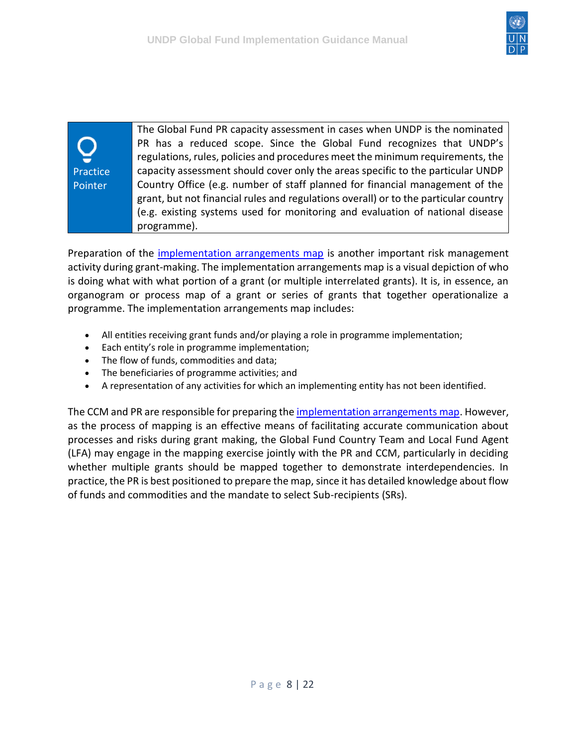| Practice Pointer | The Global Fund PR capacity assessment in cases when UNDP is the nominated PR has a reduced scope. Since the Global Fund recognizes that UNDP's regulations, rules, policies and procedures meet the minimum requirements, the capacity assessment should cover only the areas specific to the particular UNDP Country Office (e.g. number of staff planned for financial management of the grant, but not financial rules and regulations overall) or to the particular country (e.g. existing systems used for monitoring and evaluation of national disease programme). |
|---|---|

Preparation of the implementation arrangements map is another important risk management activity during grant-making. The implementation arrangements map is a visual depiction of who is doing what with what portion of a grant (or multiple interrelated grants). It is, in essence, an organogram or process map of a grant or series of grants that together operationalize a programme. The implementation arrangements map includes:

- All entities receiving grant funds and/or playing a role in programme implementation;
- Each entity's role in programme implementation;
- The flow of funds, commodities and data;
- The beneficiaries of programme activities; and
- A representation of any activities for which an implementing entity has not been identified.

The CCM and PR are responsible for preparing the implementation arrangements map. However, as the process of mapping is an effective means of facilitating accurate communication about processes and risks during grant making, the Global Fund Country Team and Local Fund Agent (LFA) may engage in the mapping exercise jointly with the PR and CCM, particularly in deciding whether multiple grants should be mapped together to demonstrate interdependencies. In practice, the PR is best positioned to prepare the map, since it has detailed knowledge about flow of funds and commodities and the mandate to select Sub-recipients (SRs).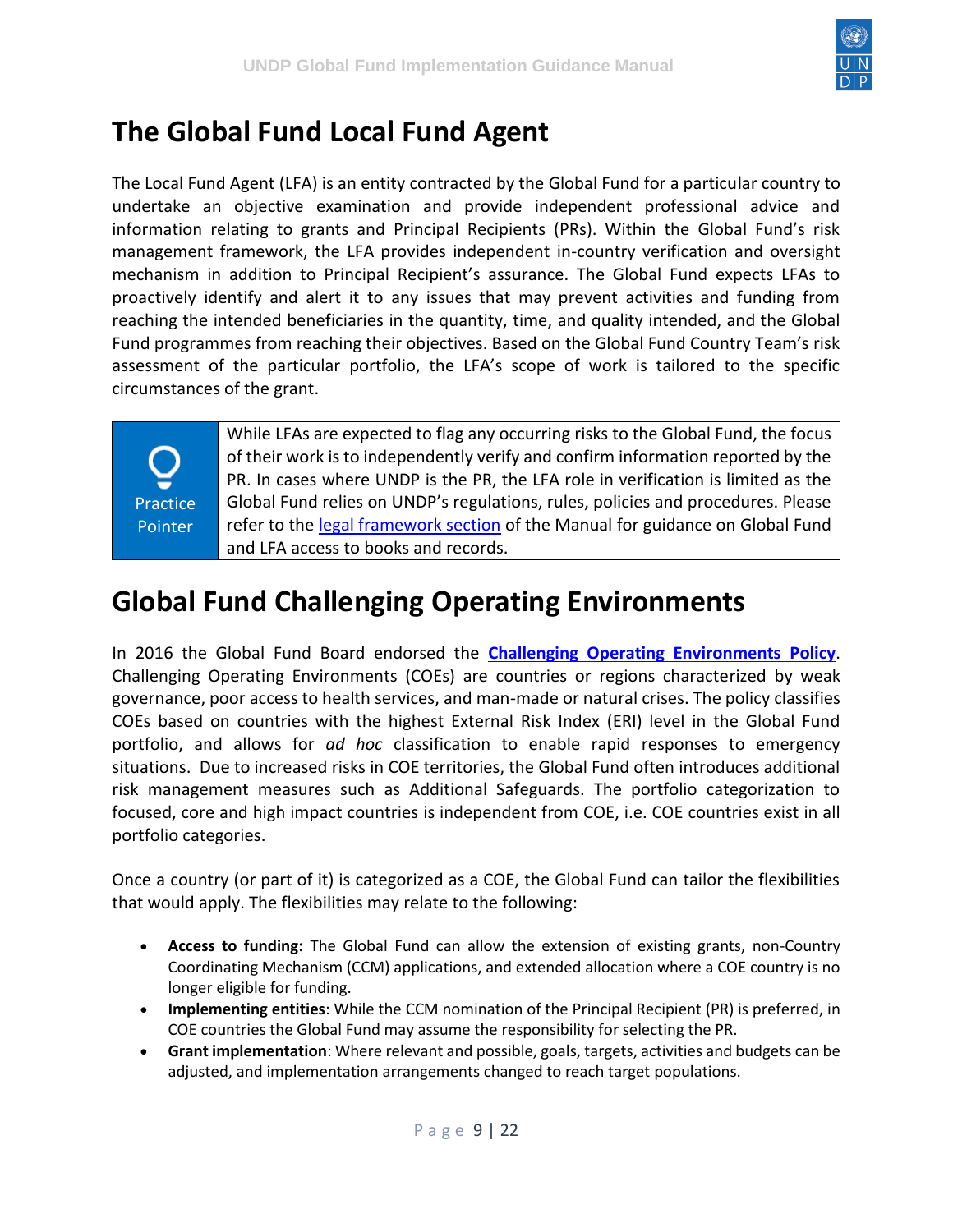# The Global Fund Local Fund Agent

The Local Fund Agent (LFA) is an entity contracted by the Global Fund for a particular country to undertake an objective examination and provide independent professional advice and information relating to grants and Principal Recipients (PRs). Within the Global Fund's risk management framework, the LFA provides independent in-country verification and oversight mechanism in addition to Principal Recipient's assurance. The Global Fund expects LFAs to proactively identify and alert it to any issues that may prevent activities and funding from reaching the intended beneficiaries in the quantity, time, and quality intended, and the Global Fund programmes from reaching their objectives. Based on the Global Fund Country Team's risk assessment of the particular portfolio, the LFA's scope of work is tailored to the specific circumstances of the grant.

| Practice Pointer | While LFAs are expected to flag any occurring risks to the Global Fund, the focus of their work is to independently verify and confirm information reported by the PR. In cases where UNDP is the PR, the LFA role in verification is limited as the Global Fund relies on UNDP's regulations, rules, policies and procedures. Please refer to the legal framework section of the Manual for guidance on Global Fund and LFA access to books and records. |
|---|---|

# Global Fund Challenging Operating Environments

In 2016 the Global Fund Board endorsed the **Challenging Operating Environments Policy**. Challenging Operating Environments (COEs) are countries or regions characterized by weak governance, poor access to health services, and man-made or natural crises. The policy classifies COEs based on countries with the highest External Risk Index (ERI) level in the Global Fund portfolio, and allows for *ad hoc* classification to enable rapid responses to emergency situations. Due to increased risks in COE territories, the Global Fund often introduces additional risk management measures such as Additional Safeguards. The portfolio categorization to focused, core and high impact countries is independent from COE, i.e. COE countries exist in all portfolio categories.

Once a country (or part of it) is categorized as a COE, the Global Fund can tailor the flexibilities that would apply. The flexibilities may relate to the following:

- **Access to funding:** The Global Fund can allow the extension of existing grants, non-Country Coordinating Mechanism (CCM) applications, and extended allocation where a COE country is no longer eligible for funding.
- **Implementing entities**: While the CCM nomination of the Principal Recipient (PR) is preferred, in COE countries the Global Fund may assume the responsibility for selecting the PR.
- **Grant implementation**: Where relevant and possible, goals, targets, activities and budgets can be adjusted, and implementation arrangements changed to reach target populations.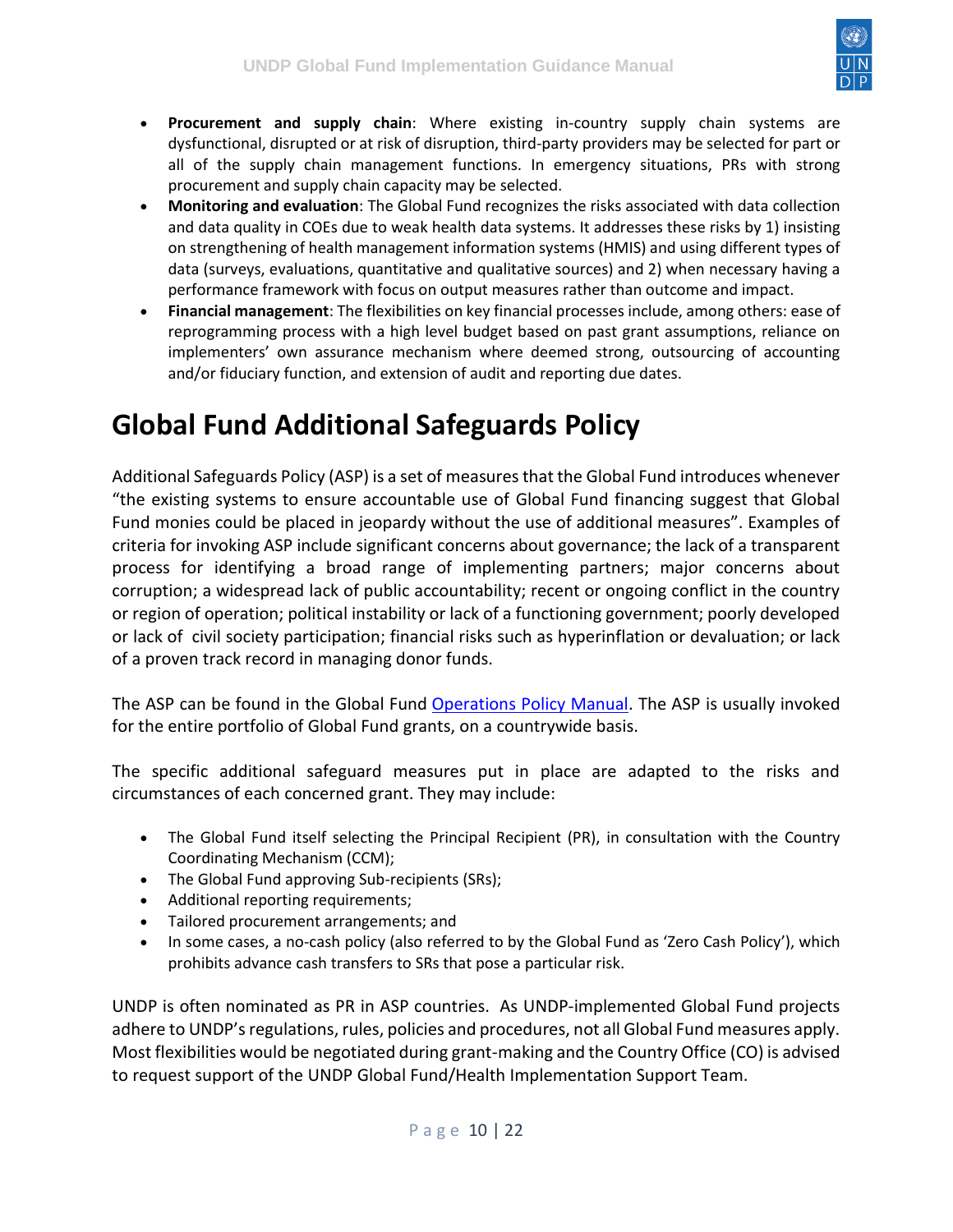- **Procurement and supply chain**: Where existing in-country supply chain systems are dysfunctional, disrupted or at risk of disruption, third-party providers may be selected for part or all of the supply chain management functions. In emergency situations, PRs with strong procurement and supply chain capacity may be selected.
- **Monitoring and evaluation**: The Global Fund recognizes the risks associated with data collection and data quality in COEs due to weak health data systems. It addresses these risks by 1) insisting on strengthening of health management information systems (HMIS) and using different types of data (surveys, evaluations, quantitative and qualitative sources) and 2) when necessary having a performance framework with focus on output measures rather than outcome and impact.
- **Financial management**: The flexibilities on key financial processes include, among others: ease of reprogramming process with a high level budget based on past grant assumptions, reliance on implementers' own assurance mechanism where deemed strong, outsourcing of accounting and/or fiduciary function, and extension of audit and reporting due dates.

# Global Fund Additional Safeguards Policy

Additional Safeguards Policy (ASP) is a set of measures that the Global Fund introduces whenever "the existing systems to ensure accountable use of Global Fund financing suggest that Global Fund monies could be placed in jeopardy without the use of additional measures". Examples of criteria for invoking ASP include significant concerns about governance; the lack of a transparent process for identifying a broad range of implementing partners; major concerns about corruption; a widespread lack of public accountability; recent or ongoing conflict in the country or region of operation; political instability or lack of a functioning government; poorly developed or lack of civil society participation; financial risks such as hyperinflation or devaluation; or lack of a proven track record in managing donor funds.

The ASP can be found in the Global Fund Operations Policy Manual. The ASP is usually invoked for the entire portfolio of Global Fund grants, on a countrywide basis.

The specific additional safeguard measures put in place are adapted to the risks and circumstances of each concerned grant. They may include:

- The Global Fund itself selecting the Principal Recipient (PR), in consultation with the Country Coordinating Mechanism (CCM);
- The Global Fund approving Sub-recipients (SRs);
- Additional reporting requirements;
- Tailored procurement arrangements; and
- In some cases, a no-cash policy (also referred to by the Global Fund as 'Zero Cash Policy'), which prohibits advance cash transfers to SRs that pose a particular risk.

UNDP is often nominated as PR in ASP countries. As UNDP-implemented Global Fund projects adhere to UNDP's regulations, rules, policies and procedures, not all Global Fund measures apply. Most flexibilities would be negotiated during grant-making and the Country Office (CO) is advised to request support of the UNDP Global Fund/Health Implementation Support Team.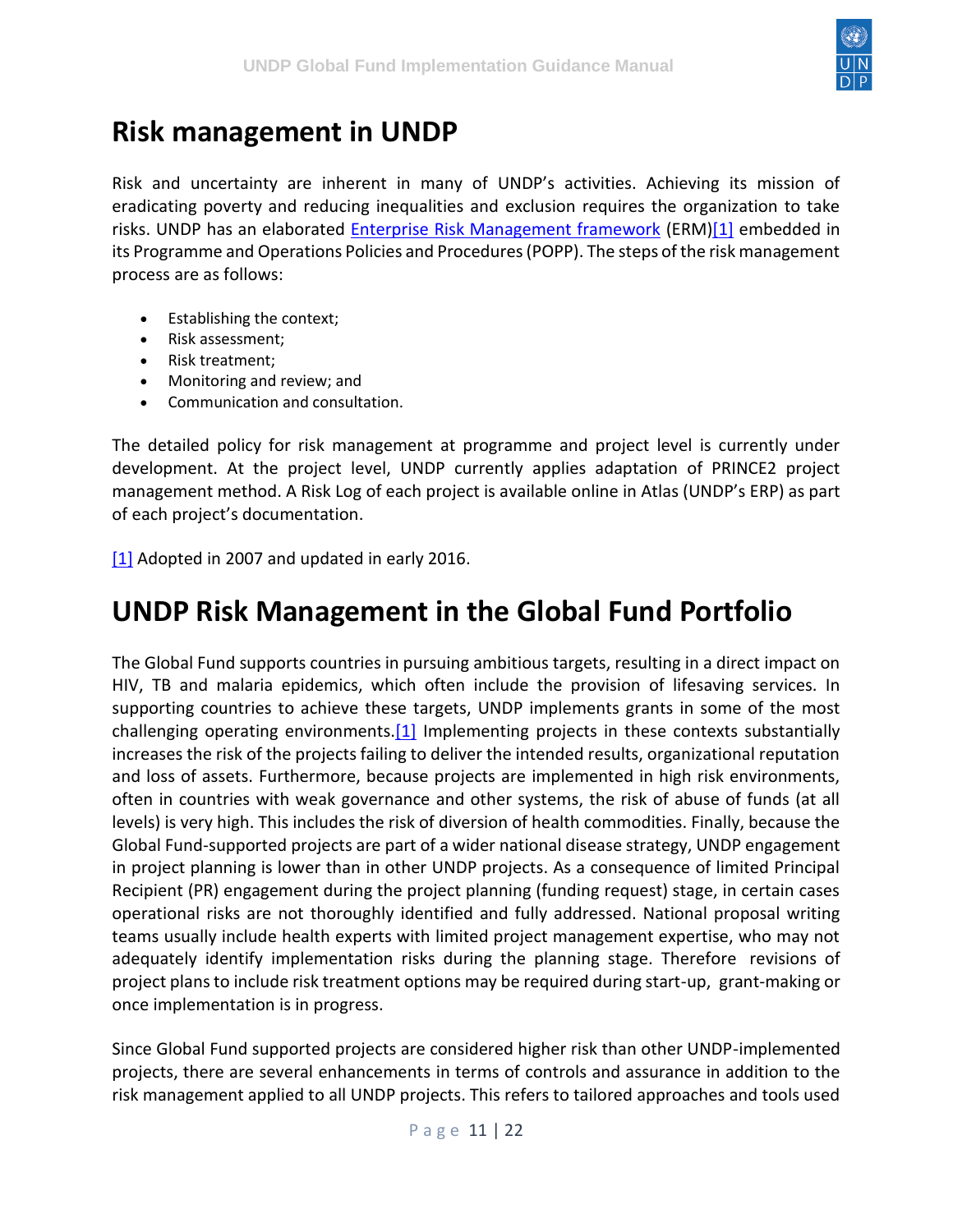# Risk management in UNDP

Risk and uncertainty are inherent in many of UNDP's activities. Achieving its mission of eradicating poverty and reducing inequalities and exclusion requires the organization to take risks. UNDP has an elaborated Enterprise Risk Management framework (ERM)[1] embedded in its Programme and Operations Policies and Procedures (POPP). The steps of the risk management process are as follows:

- Establishing the context;
- Risk assessment;
- Risk treatment;
- Monitoring and review; and
- Communication and consultation.

The detailed policy for risk management at programme and project level is currently under development. At the project level, UNDP currently applies adaptation of PRINCE2 project management method. A Risk Log of each project is available online in Atlas (UNDP's ERP) as part of each project's documentation.

[1] Adopted in 2007 and updated in early 2016.

# UNDP Risk Management in the Global Fund Portfolio

The Global Fund supports countries in pursuing ambitious targets, resulting in a direct impact on HIV, TB and malaria epidemics, which often include the provision of lifesaving services. In supporting countries to achieve these targets, UNDP implements grants in some of the most challenging operating environments.[1] Implementing projects in these contexts substantially increases the risk of the projects failing to deliver the intended results, organizational reputation and loss of assets. Furthermore, because projects are implemented in high risk environments, often in countries with weak governance and other systems, the risk of abuse of funds (at all levels) is very high. This includes the risk of diversion of health commodities. Finally, because the Global Fund-supported projects are part of a wider national disease strategy, UNDP engagement in project planning is lower than in other UNDP projects. As a consequence of limited Principal Recipient (PR) engagement during the project planning (funding request) stage, in certain cases operational risks are not thoroughly identified and fully addressed. National proposal writing teams usually include health experts with limited project management expertise, who may not adequately identify implementation risks during the planning stage. Therefore revisions of project plans to include risk treatment options may be required during start-up, grant-making or once implementation is in progress.

Since Global Fund supported projects are considered higher risk than other UNDP-implemented projects, there are several enhancements in terms of controls and assurance in addition to the risk management applied to all UNDP projects. This refers to tailored approaches and tools used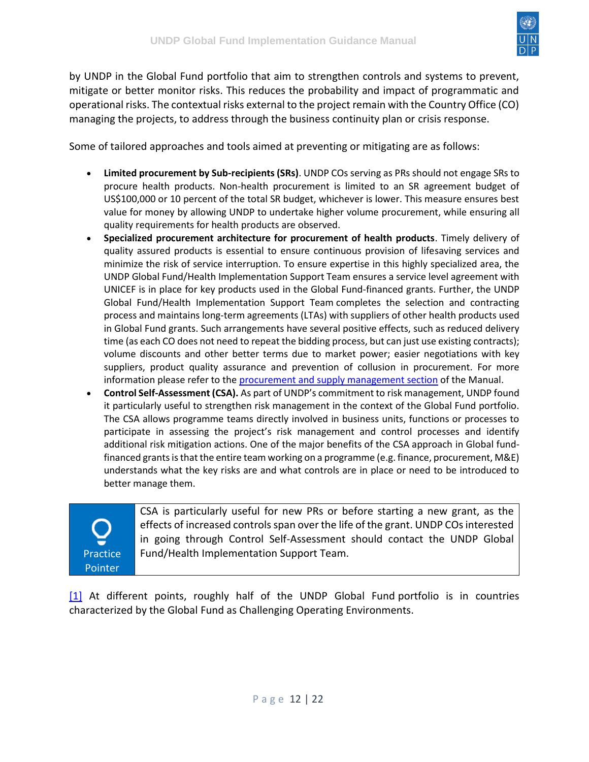by UNDP in the Global Fund portfolio that aim to strengthen controls and systems to prevent, mitigate or better monitor risks. This reduces the probability and impact of programmatic and operational risks. The contextual risks external to the project remain with the Country Office (CO) managing the projects, to address through the business continuity plan or crisis response.

Some of tailored approaches and tools aimed at preventing or mitigating are as follows:

- **Limited procurement by Sub-recipients (SRs)**. UNDP COs serving as PRs should not engage SRs to procure health products. Non-health procurement is limited to an SR agreement budget of US$100,000 or 10 percent of the total SR budget, whichever is lower. This measure ensures best value for money by allowing UNDP to undertake higher volume procurement, while ensuring all quality requirements for health products are observed.
- **Specialized procurement architecture for procurement of health products**. Timely delivery of quality assured products is essential to ensure continuous provision of lifesaving services and minimize the risk of service interruption. To ensure expertise in this highly specialized area, the UNDP Global Fund/Health Implementation Support Team ensures a service level agreement with UNICEF is in place for key products used in the Global Fund-financed grants. Further, the UNDP Global Fund/Health Implementation Support Team completes the selection and contracting process and maintains long-term agreements (LTAs) with suppliers of other health products used in Global Fund grants. Such arrangements have several positive effects, such as reduced delivery time (as each CO does not need to repeat the bidding process, but can just use existing contracts); volume discounts and other better terms due to market power; easier negotiations with key suppliers, product quality assurance and prevention of collusion in procurement. For more information please refer to the [procurement and supply management section](#) of the Manual.
- **Control Self-Assessment (CSA).** As part of UNDP's commitment to risk management, UNDP found it particularly useful to strengthen risk management in the context of the Global Fund portfolio. The CSA allows programme teams directly involved in business units, functions or processes to participate in assessing the project's risk management and control processes and identify additional risk mitigation actions. One of the major benefits of the CSA approach in Global fund-financed grants is that the entire team working on a programme (e.g. finance, procurement, M&E) understands what the key risks are and what controls are in place or need to be introduced to better manage them.

| Practice Pointer | CSA is particularly useful for new PRs or before starting a new grant, as the effects of increased controls span over the life of the grant. UNDP COs interested in going through Control Self-Assessment should contact the UNDP Global Fund/Health Implementation Support Team. |
|---|---|

[1] At different points, roughly half of the UNDP Global Fund portfolio is in countries characterized by the Global Fund as Challenging Operating Environments.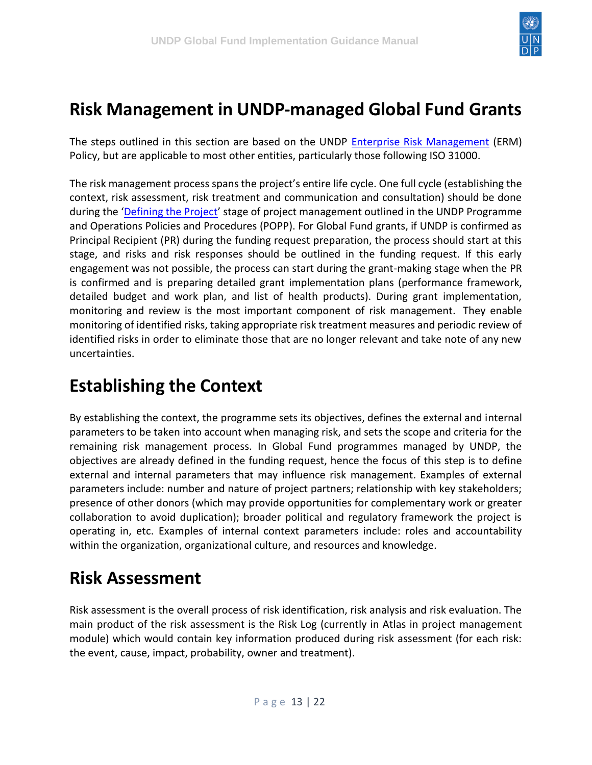# Risk Management in UNDP-managed Global Fund Grants

The steps outlined in this section are based on the UNDP Enterprise Risk Management (ERM) Policy, but are applicable to most other entities, particularly those following ISO 31000.

The risk management process spans the project's entire life cycle. One full cycle (establishing the context, risk assessment, risk treatment and communication and consultation) should be done during the 'Defining the Project' stage of project management outlined in the UNDP Programme and Operations Policies and Procedures (POPP). For Global Fund grants, if UNDP is confirmed as Principal Recipient (PR) during the funding request preparation, the process should start at this stage, and risks and risk responses should be outlined in the funding request. If this early engagement was not possible, the process can start during the grant-making stage when the PR is confirmed and is preparing detailed grant implementation plans (performance framework, detailed budget and work plan, and list of health products). During grant implementation, monitoring and review is the most important component of risk management. They enable monitoring of identified risks, taking appropriate risk treatment measures and periodic review of identified risks in order to eliminate those that are no longer relevant and take note of any new uncertainties.

# Establishing the Context

By establishing the context, the programme sets its objectives, defines the external and internal parameters to be taken into account when managing risk, and sets the scope and criteria for the remaining risk management process. In Global Fund programmes managed by UNDP, the objectives are already defined in the funding request, hence the focus of this step is to define external and internal parameters that may influence risk management. Examples of external parameters include: number and nature of project partners; relationship with key stakeholders; presence of other donors (which may provide opportunities for complementary work or greater collaboration to avoid duplication); broader political and regulatory framework the project is operating in, etc. Examples of internal context parameters include: roles and accountability within the organization, organizational culture, and resources and knowledge.

# Risk Assessment

Risk assessment is the overall process of risk identification, risk analysis and risk evaluation. The main product of the risk assessment is the Risk Log (currently in Atlas in project management module) which would contain key information produced during risk assessment (for each risk: the event, cause, impact, probability, owner and treatment).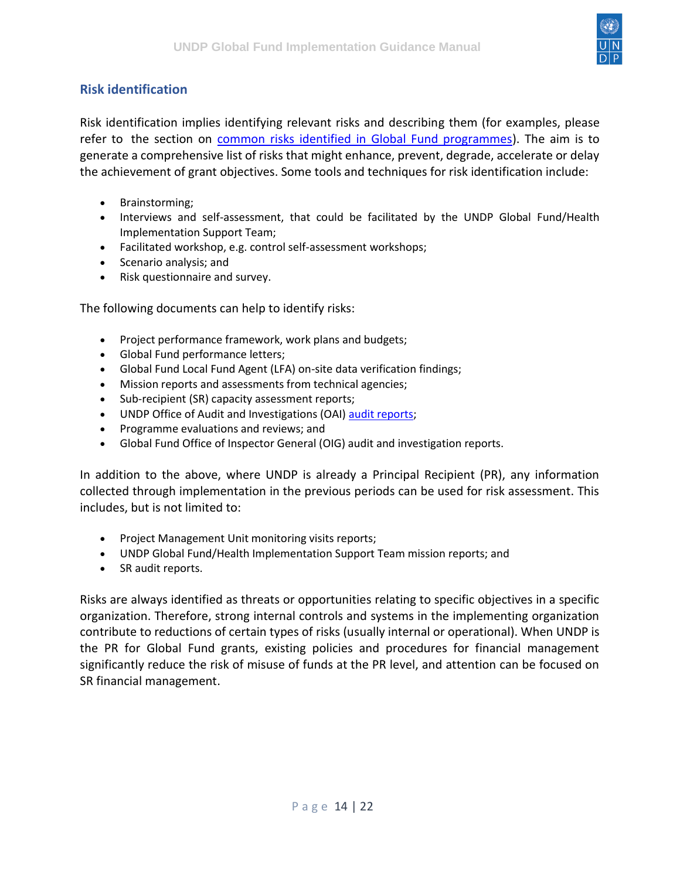## Risk identification

Risk identification implies identifying relevant risks and describing them (for examples, please refer to the section on [common risks identified in Global Fund programmes](#)). The aim is to generate a comprehensive list of risks that might enhance, prevent, degrade, accelerate or delay the achievement of grant objectives. Some tools and techniques for risk identification include:

- Brainstorming;
- Interviews and self-assessment, that could be facilitated by the UNDP Global Fund/Health Implementation Support Team;
- Facilitated workshop, e.g. control self-assessment workshops;
- Scenario analysis; and
- Risk questionnaire and survey.

The following documents can help to identify risks:

- Project performance framework, work plans and budgets;
- Global Fund performance letters;
- Global Fund Local Fund Agent (LFA) on-site data verification findings;
- Mission reports and assessments from technical agencies;
- Sub-recipient (SR) capacity assessment reports;
- UNDP Office of Audit and Investigations (OAI) [audit reports](#);
- Programme evaluations and reviews; and
- Global Fund Office of Inspector General (OIG) audit and investigation reports.

In addition to the above, where UNDP is already a Principal Recipient (PR), any information collected through implementation in the previous periods can be used for risk assessment. This includes, but is not limited to:

- Project Management Unit monitoring visits reports;
- UNDP Global Fund/Health Implementation Support Team mission reports; and
- SR audit reports.

Risks are always identified as threats or opportunities relating to specific objectives in a specific organization. Therefore, strong internal controls and systems in the implementing organization contribute to reductions of certain types of risks (usually internal or operational). When UNDP is the PR for Global Fund grants, existing policies and procedures for financial management significantly reduce the risk of misuse of funds at the PR level, and attention can be focused on SR financial management.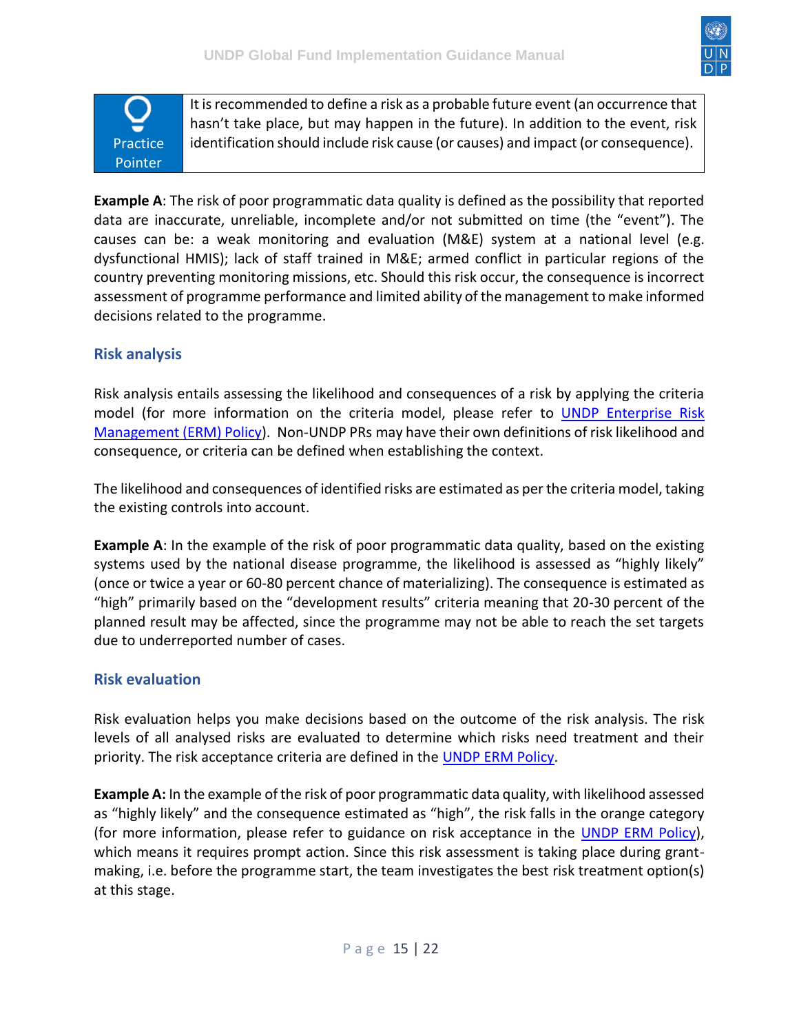| Practice Pointer | It is recommended to define a risk as a probable future event (an occurrence that hasn't take place, but may happen in the future). In addition to the event, risk identification should include risk cause (or causes) and impact (or consequence). |
|---|---|

**Example A**: The risk of poor programmatic data quality is defined as the possibility that reported data are inaccurate, unreliable, incomplete and/or not submitted on time (the "event"). The causes can be: a weak monitoring and evaluation (M&E) system at a national level (e.g. dysfunctional HMIS); lack of staff trained in M&E; armed conflict in particular regions of the country preventing monitoring missions, etc. Should this risk occur, the consequence is incorrect assessment of programme performance and limited ability of the management to make informed decisions related to the programme.

### Risk analysis

Risk analysis entails assessing the likelihood and consequences of a risk by applying the criteria model (for more information on the criteria model, please refer to [UNDP Enterprise Risk Management (ERM) Policy](#)). Non-UNDP PRs may have their own definitions of risk likelihood and consequence, or criteria can be defined when establishing the context.

The likelihood and consequences of identified risks are estimated as per the criteria model, taking the existing controls into account.

**Example A**: In the example of the risk of poor programmatic data quality, based on the existing systems used by the national disease programme, the likelihood is assessed as "highly likely" (once or twice a year or 60-80 percent chance of materializing). The consequence is estimated as "high" primarily based on the "development results" criteria meaning that 20-30 percent of the planned result may be affected, since the programme may not be able to reach the set targets due to underreported number of cases.

### Risk evaluation

Risk evaluation helps you make decisions based on the outcome of the risk analysis. The risk levels of all analysed risks are evaluated to determine which risks need treatment and their priority. The risk acceptance criteria are defined in the [UNDP ERM Policy](#).

**Example A:** In the example of the risk of poor programmatic data quality, with likelihood assessed as "highly likely" and the consequence estimated as "high", the risk falls in the orange category (for more information, please refer to guidance on risk acceptance in the [UNDP ERM Policy](#)), which means it requires prompt action. Since this risk assessment is taking place during grant-making, i.e. before the programme start, the team investigates the best risk treatment option(s) at this stage.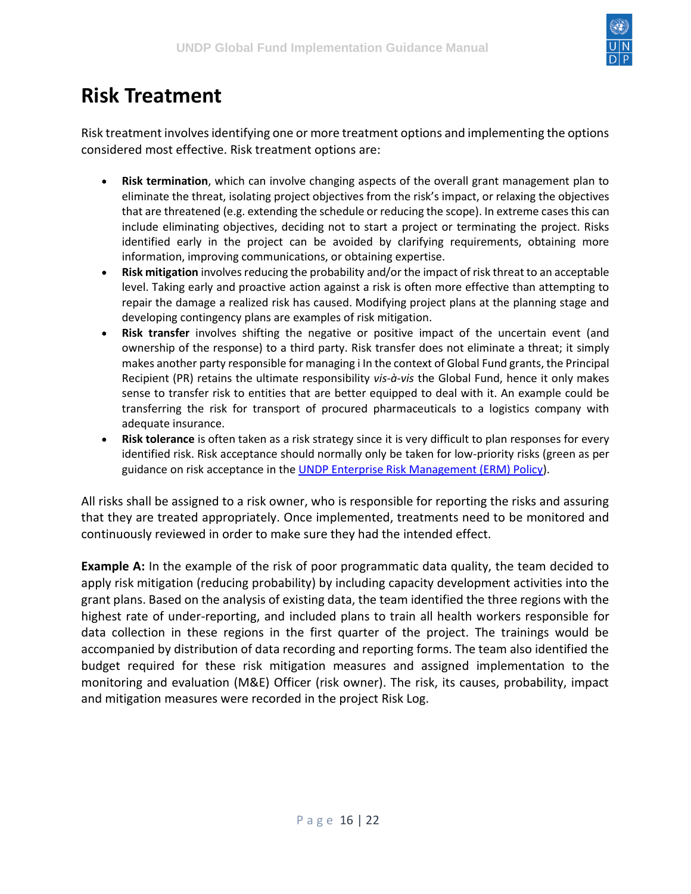# Risk Treatment

Risk treatment involves identifying one or more treatment options and implementing the options considered most effective. Risk treatment options are:

- **Risk termination**, which can involve changing aspects of the overall grant management plan to eliminate the threat, isolating project objectives from the risk's impact, or relaxing the objectives that are threatened (e.g. extending the schedule or reducing the scope). In extreme cases this can include eliminating objectives, deciding not to start a project or terminating the project. Risks identified early in the project can be avoided by clarifying requirements, obtaining more information, improving communications, or obtaining expertise.
- **Risk mitigation** involves reducing the probability and/or the impact of risk threat to an acceptable level. Taking early and proactive action against a risk is often more effective than attempting to repair the damage a realized risk has caused. Modifying project plans at the planning stage and developing contingency plans are examples of risk mitigation.
- **Risk transfer** involves shifting the negative or positive impact of the uncertain event (and ownership of the response) to a third party. Risk transfer does not eliminate a threat; it simply makes another party responsible for managing i In the context of Global Fund grants, the Principal Recipient (PR) retains the ultimate responsibility *vis-à-vis* the Global Fund, hence it only makes sense to transfer risk to entities that are better equipped to deal with it. An example could be transferring the risk for transport of procured pharmaceuticals to a logistics company with adequate insurance.
- **Risk tolerance** is often taken as a risk strategy since it is very difficult to plan responses for every identified risk. Risk acceptance should normally only be taken for low-priority risks (green as per guidance on risk acceptance in the [UNDP Enterprise Risk Management (ERM) Policy](#)).

All risks shall be assigned to a risk owner, who is responsible for reporting the risks and assuring that they are treated appropriately. Once implemented, treatments need to be monitored and continuously reviewed in order to make sure they had the intended effect.

**Example A:** In the example of the risk of poor programmatic data quality, the team decided to apply risk mitigation (reducing probability) by including capacity development activities into the grant plans. Based on the analysis of existing data, the team identified the three regions with the highest rate of under-reporting, and included plans to train all health workers responsible for data collection in these regions in the first quarter of the project. The trainings would be accompanied by distribution of data recording and reporting forms. The team also identified the budget required for these risk mitigation measures and assigned implementation to the monitoring and evaluation (M&E) Officer (risk owner). The risk, its causes, probability, impact and mitigation measures were recorded in the project Risk Log.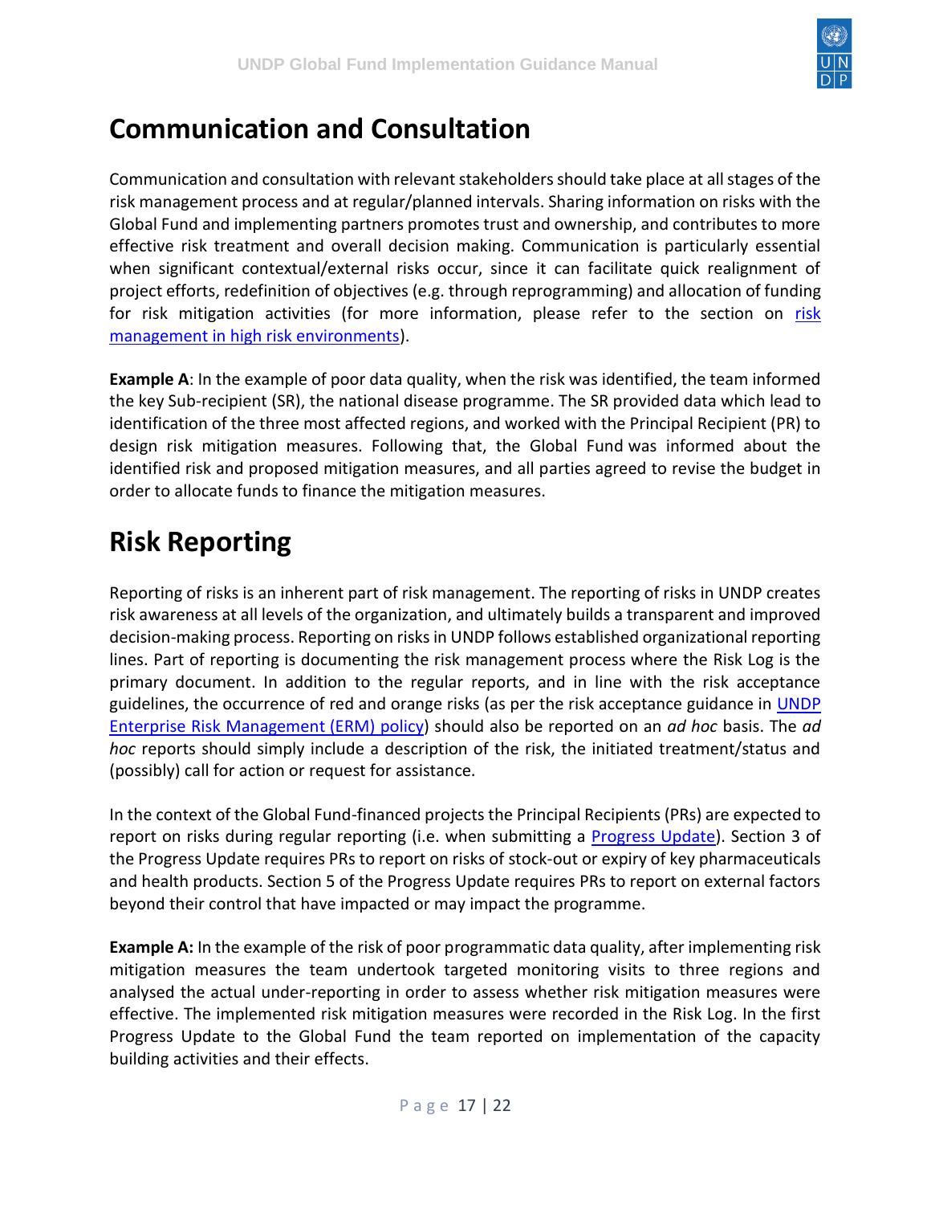# Communication and Consultation

Communication and consultation with relevant stakeholders should take place at all stages of the risk management process and at regular/planned intervals. Sharing information on risks with the Global Fund and implementing partners promotes trust and ownership, and contributes to more effective risk treatment and overall decision making. Communication is particularly essential when significant contextual/external risks occur, since it can facilitate quick realignment of project efforts, redefinition of objectives (e.g. through reprogramming) and allocation of funding for risk mitigation activities (for more information, please refer to the section on [risk management in high risk environments](risk management in high risk environments)).

**Example A**: In the example of poor data quality, when the risk was identified, the team informed the key Sub-recipient (SR), the national disease programme. The SR provided data which lead to identification of the three most affected regions, and worked with the Principal Recipient (PR) to design risk mitigation measures. Following that, the Global Fund was informed about the identified risk and proposed mitigation measures, and all parties agreed to revise the budget in order to allocate funds to finance the mitigation measures.

# Risk Reporting

Reporting of risks is an inherent part of risk management. The reporting of risks in UNDP creates risk awareness at all levels of the organization, and ultimately builds a transparent and improved decision-making process. Reporting on risks in UNDP follows established organizational reporting lines. Part of reporting is documenting the risk management process where the Risk Log is the primary document. In addition to the regular reports, and in line with the risk acceptance guidelines, the occurrence of red and orange risks (as per the risk acceptance guidance in [UNDP Enterprise Risk Management (ERM) policy](UNDP Enterprise Risk Management (ERM) policy)) should also be reported on an *ad hoc* basis. The *ad hoc* reports should simply include a description of the risk, the initiated treatment/status and (possibly) call for action or request for assistance.

In the context of the Global Fund-financed projects the Principal Recipients (PRs) are expected to report on risks during regular reporting (i.e. when submitting a [Progress Update](Progress Update)). Section 3 of the Progress Update requires PRs to report on risks of stock-out or expiry of key pharmaceuticals and health products. Section 5 of the Progress Update requires PRs to report on external factors beyond their control that have impacted or may impact the programme.

**Example A:** In the example of the risk of poor programmatic data quality, after implementing risk mitigation measures the team undertook targeted monitoring visits to three regions and analysed the actual under-reporting in order to assess whether risk mitigation measures were effective. The implemented risk mitigation measures were recorded in the Risk Log. In the first Progress Update to the Global Fund the team reported on implementation of the capacity building activities and their effects.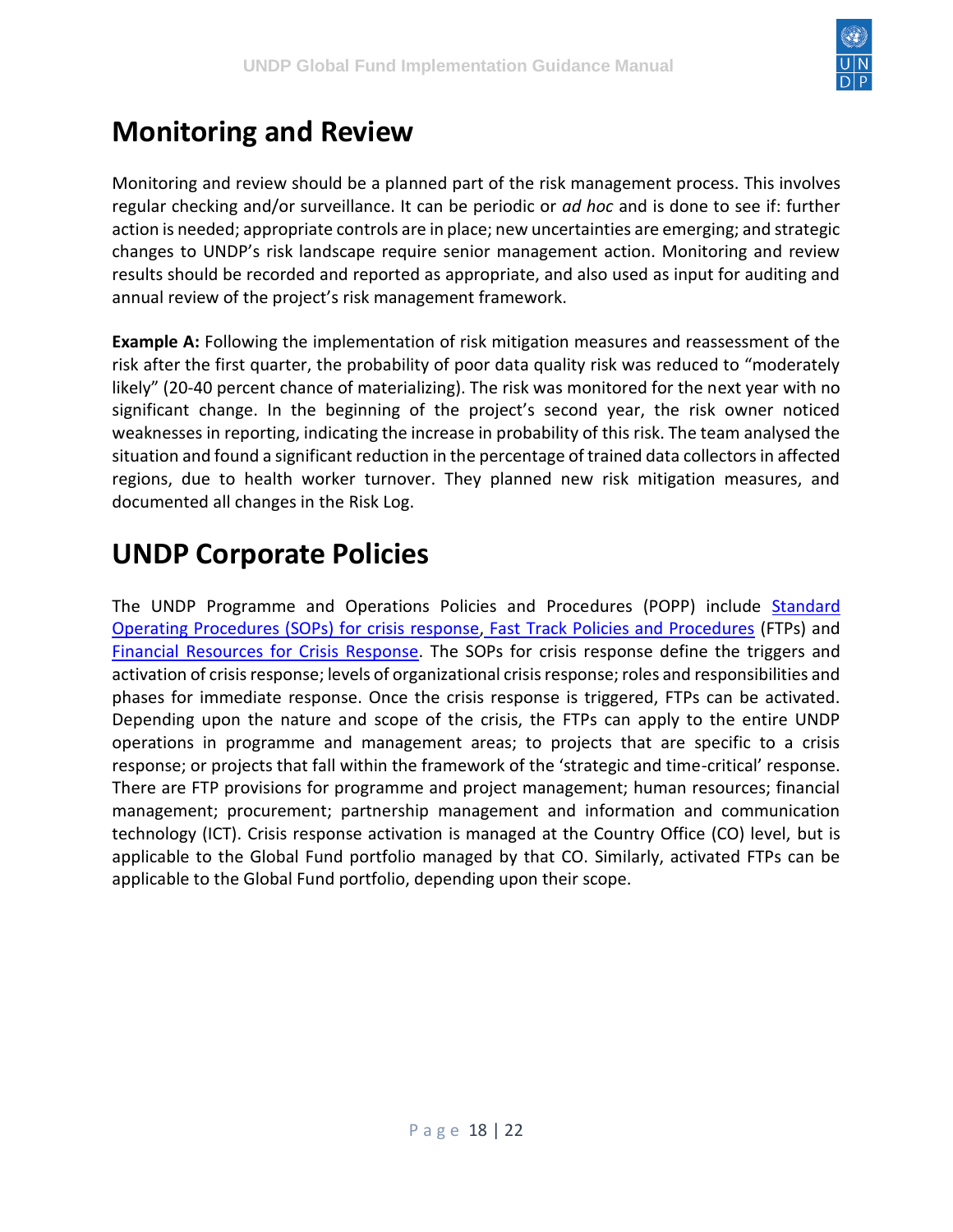# Monitoring and Review

Monitoring and review should be a planned part of the risk management process. This involves regular checking and/or surveillance. It can be periodic or *ad hoc* and is done to see if: further action is needed; appropriate controls are in place; new uncertainties are emerging; and strategic changes to UNDP's risk landscape require senior management action. Monitoring and review results should be recorded and reported as appropriate, and also used as input for auditing and annual review of the project's risk management framework.

**Example A:** Following the implementation of risk mitigation measures and reassessment of the risk after the first quarter, the probability of poor data quality risk was reduced to "moderately likely" (20-40 percent chance of materializing). The risk was monitored for the next year with no significant change. In the beginning of the project's second year, the risk owner noticed weaknesses in reporting, indicating the increase in probability of this risk. The team analysed the situation and found a significant reduction in the percentage of trained data collectors in affected regions, due to health worker turnover. They planned new risk mitigation measures, and documented all changes in the Risk Log.

# UNDP Corporate Policies

The UNDP Programme and Operations Policies and Procedures (POPP) include Standard Operating Procedures (SOPs) for crisis response, Fast Track Policies and Procedures (FTPs) and Financial Resources for Crisis Response. The SOPs for crisis response define the triggers and activation of crisis response; levels of organizational crisis response; roles and responsibilities and phases for immediate response. Once the crisis response is triggered, FTPs can be activated. Depending upon the nature and scope of the crisis, the FTPs can apply to the entire UNDP operations in programme and management areas; to projects that are specific to a crisis response; or projects that fall within the framework of the 'strategic and time-critical' response. There are FTP provisions for programme and project management; human resources; financial management; procurement; partnership management and information and communication technology (ICT). Crisis response activation is managed at the Country Office (CO) level, but is applicable to the Global Fund portfolio managed by that CO. Similarly, activated FTPs can be applicable to the Global Fund portfolio, depending upon their scope.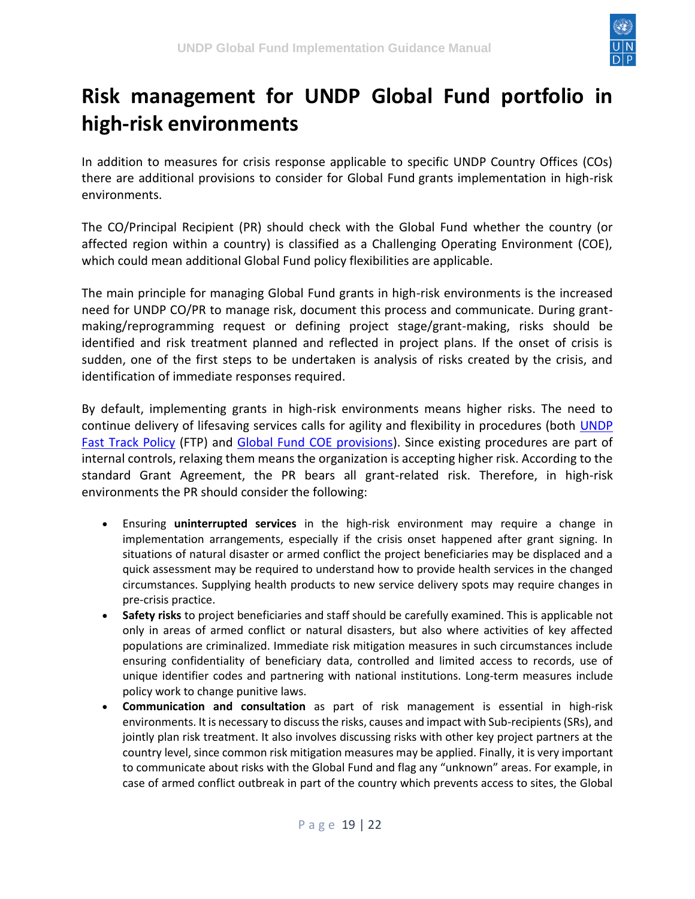# Risk management for UNDP Global Fund portfolio in high-risk environments

In addition to measures for crisis response applicable to specific UNDP Country Offices (COs) there are additional provisions to consider for Global Fund grants implementation in high-risk environments.

The CO/Principal Recipient (PR) should check with the Global Fund whether the country (or affected region within a country) is classified as a Challenging Operating Environment (COE), which could mean additional Global Fund policy flexibilities are applicable.

The main principle for managing Global Fund grants in high-risk environments is the increased need for UNDP CO/PR to manage risk, document this process and communicate. During grant-making/reprogramming request or defining project stage/grant-making, risks should be identified and risk treatment planned and reflected in project plans. If the onset of crisis is sudden, one of the first steps to be undertaken is analysis of risks created by the crisis, and identification of immediate responses required.

By default, implementing grants in high-risk environments means higher risks. The need to continue delivery of lifesaving services calls for agility and flexibility in procedures (both UNDP Fast Track Policy (FTP) and Global Fund COE provisions). Since existing procedures are part of internal controls, relaxing them means the organization is accepting higher risk. According to the standard Grant Agreement, the PR bears all grant-related risk. Therefore, in high-risk environments the PR should consider the following:

- Ensuring **uninterrupted services** in the high-risk environment may require a change in implementation arrangements, especially if the crisis onset happened after grant signing. In situations of natural disaster or armed conflict the project beneficiaries may be displaced and a quick assessment may be required to understand how to provide health services in the changed circumstances. Supplying health products to new service delivery spots may require changes in pre-crisis practice.
- **Safety risks** to project beneficiaries and staff should be carefully examined. This is applicable not only in areas of armed conflict or natural disasters, but also where activities of key affected populations are criminalized. Immediate risk mitigation measures in such circumstances include ensuring confidentiality of beneficiary data, controlled and limited access to records, use of unique identifier codes and partnering with national institutions. Long-term measures include policy work to change punitive laws.
- **Communication and consultation** as part of risk management is essential in high-risk environments. It is necessary to discuss the risks, causes and impact with Sub-recipients (SRs), and jointly plan risk treatment. It also involves discussing risks with other key project partners at the country level, since common risk mitigation measures may be applied. Finally, it is very important to communicate about risks with the Global Fund and flag any "unknown" areas. For example, in case of armed conflict outbreak in part of the country which prevents access to sites, the Global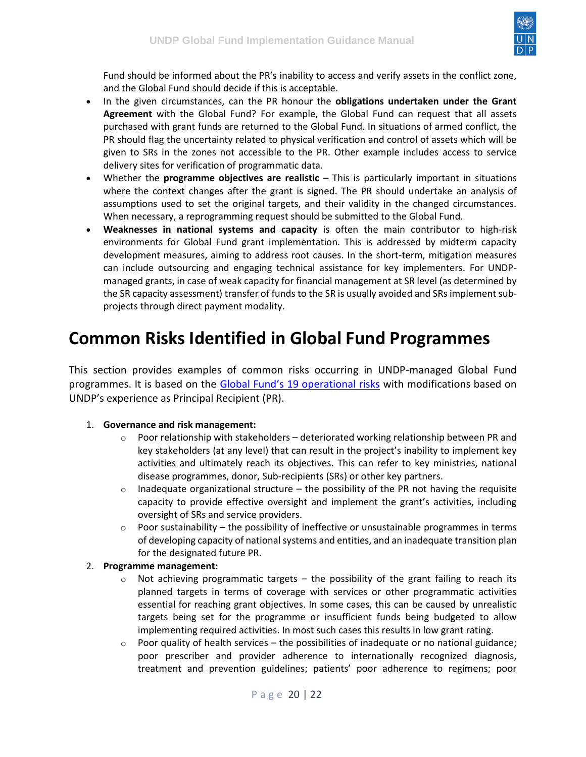Fund should be informed about the PR's inability to access and verify assets in the conflict zone, and the Global Fund should decide if this is acceptable.

- In the given circumstances, can the PR honour the **obligations undertaken under the Grant Agreement** with the Global Fund? For example, the Global Fund can request that all assets purchased with grant funds are returned to the Global Fund. In situations of armed conflict, the PR should flag the uncertainty related to physical verification and control of assets which will be given to SRs in the zones not accessible to the PR. Other example includes access to service delivery sites for verification of programmatic data.
- Whether the **programme objectives are realistic** – This is particularly important in situations where the context changes after the grant is signed. The PR should undertake an analysis of assumptions used to set the original targets, and their validity in the changed circumstances. When necessary, a reprogramming request should be submitted to the Global Fund.
- **Weaknesses in national systems and capacity** is often the main contributor to high-risk environments for Global Fund grant implementation. This is addressed by midterm capacity development measures, aiming to address root causes. In the short-term, mitigation measures can include outsourcing and engaging technical assistance for key implementers. For UNDP-managed grants, in case of weak capacity for financial management at SR level (as determined by the SR capacity assessment) transfer of funds to the SR is usually avoided and SRs implement sub-projects through direct payment modality.

# Common Risks Identified in Global Fund Programmes

This section provides examples of common risks occurring in UNDP-managed Global Fund programmes. It is based on the Global Fund's 19 operational risks with modifications based on UNDP's experience as Principal Recipient (PR).

1. **Governance and risk management:**
   - Poor relationship with stakeholders – deteriorated working relationship between PR and key stakeholders (at any level) that can result in the project's inability to implement key activities and ultimately reach its objectives. This can refer to key ministries, national disease programmes, donor, Sub-recipients (SRs) or other key partners.
   - Inadequate organizational structure – the possibility of the PR not having the requisite capacity to provide effective oversight and implement the grant's activities, including oversight of SRs and service providers.
   - Poor sustainability – the possibility of ineffective or unsustainable programmes in terms of developing capacity of national systems and entities, and an inadequate transition plan for the designated future PR.
2. **Programme management:**
   - Not achieving programmatic targets – the possibility of the grant failing to reach its planned targets in terms of coverage with services or other programmatic activities essential for reaching grant objectives. In some cases, this can be caused by unrealistic targets being set for the programme or insufficient funds being budgeted to allow implementing required activities. In most such cases this results in low grant rating.
   - Poor quality of health services – the possibilities of inadequate or no national guidance; poor prescriber and provider adherence to internationally recognized diagnosis, treatment and prevention guidelines; patients' poor adherence to regimens; poor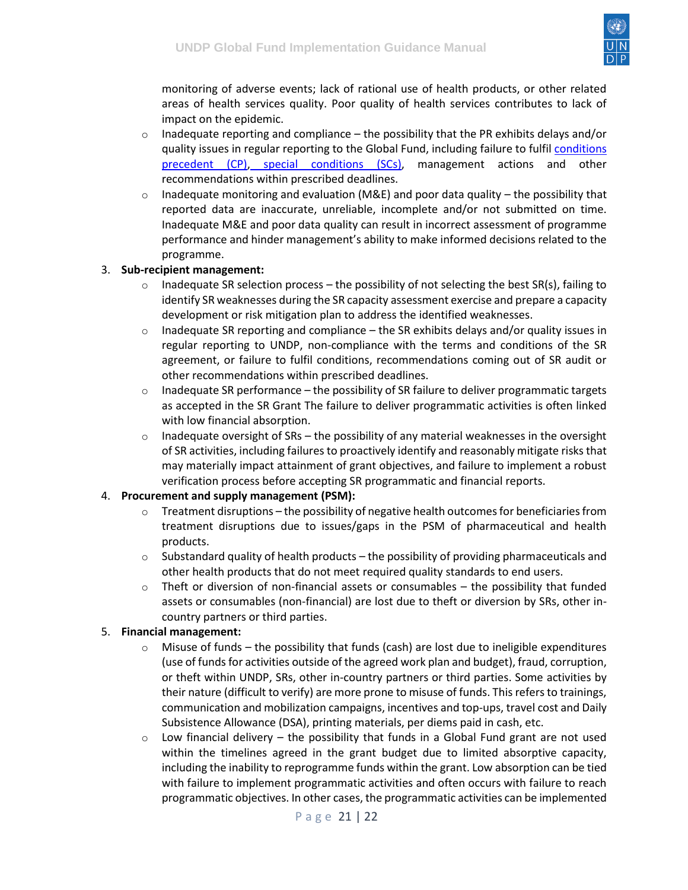monitoring of adverse events; lack of rational use of health products, or other related areas of health services quality. Poor quality of health services contributes to lack of impact on the epidemic.

- Inadequate reporting and compliance – the possibility that the PR exhibits delays and/or quality issues in regular reporting to the Global Fund, including failure to fulfil conditions precedent (CP), special conditions (SCs), management actions and other recommendations within prescribed deadlines.
- Inadequate monitoring and evaluation (M&E) and poor data quality – the possibility that reported data are inaccurate, unreliable, incomplete and/or not submitted on time. Inadequate M&E and poor data quality can result in incorrect assessment of programme performance and hinder management's ability to make informed decisions related to the programme.

3. **Sub-recipient management:**
   - Inadequate SR selection process – the possibility of not selecting the best SR(s), failing to identify SR weaknesses during the SR capacity assessment exercise and prepare a capacity development or risk mitigation plan to address the identified weaknesses.
   - Inadequate SR reporting and compliance – the SR exhibits delays and/or quality issues in regular reporting to UNDP, non-compliance with the terms and conditions of the SR agreement, or failure to fulfil conditions, recommendations coming out of SR audit or other recommendations within prescribed deadlines.
   - Inadequate SR performance – the possibility of SR failure to deliver programmatic targets as accepted in the SR Grant The failure to deliver programmatic activities is often linked with low financial absorption.
   - Inadequate oversight of SRs – the possibility of any material weaknesses in the oversight of SR activities, including failures to proactively identify and reasonably mitigate risks that may materially impact attainment of grant objectives, and failure to implement a robust verification process before accepting SR programmatic and financial reports.
4. **Procurement and supply management (PSM):**
   - Treatment disruptions – the possibility of negative health outcomes for beneficiaries from treatment disruptions due to issues/gaps in the PSM of pharmaceutical and health products.
   - Substandard quality of health products – the possibility of providing pharmaceuticals and other health products that do not meet required quality standards to end users.
   - Theft or diversion of non-financial assets or consumables – the possibility that funded assets or consumables (non-financial) are lost due to theft or diversion by SRs, other in-country partners or third parties.
5. **Financial management:**
   - Misuse of funds – the possibility that funds (cash) are lost due to ineligible expenditures (use of funds for activities outside of the agreed work plan and budget), fraud, corruption, or theft within UNDP, SRs, other in-country partners or third parties. Some activities by their nature (difficult to verify) are more prone to misuse of funds. This refers to trainings, communication and mobilization campaigns, incentives and top-ups, travel cost and Daily Subsistence Allowance (DSA), printing materials, per diems paid in cash, etc.
   - Low financial delivery – the possibility that funds in a Global Fund grant are not used within the timelines agreed in the grant budget due to limited absorptive capacity, including the inability to reprogramme funds within the grant. Low absorption can be tied with failure to implement programmatic activities and often occurs with failure to reach programmatic objectives. In other cases, the programmatic activities can be implemented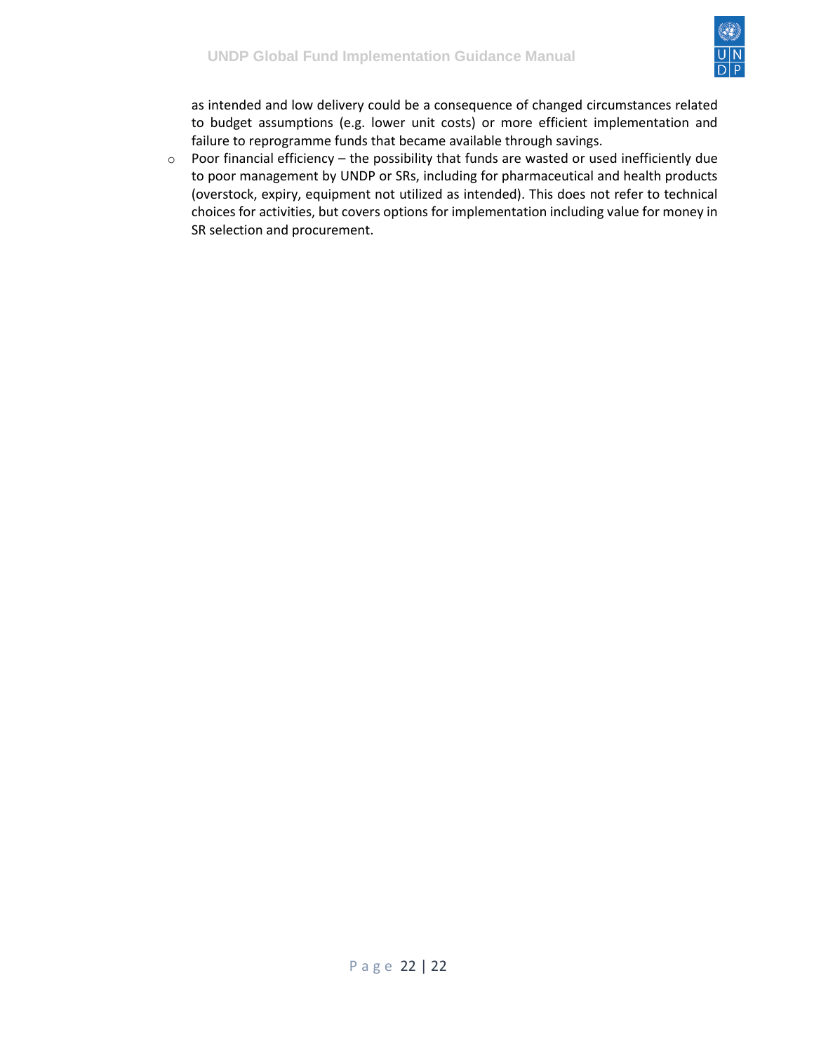as intended and low delivery could be a consequence of changed circumstances related to budget assumptions (e.g. lower unit costs) or more efficient implementation and failure to reprogramme funds that became available through savings.

- Poor financial efficiency – the possibility that funds are wasted or used inefficiently due to poor management by UNDP or SRs, including for pharmaceutical and health products (overstock, expiry, equipment not utilized as intended). This does not refer to technical choices for activities, but covers options for implementation including value for money in SR selection and procurement.